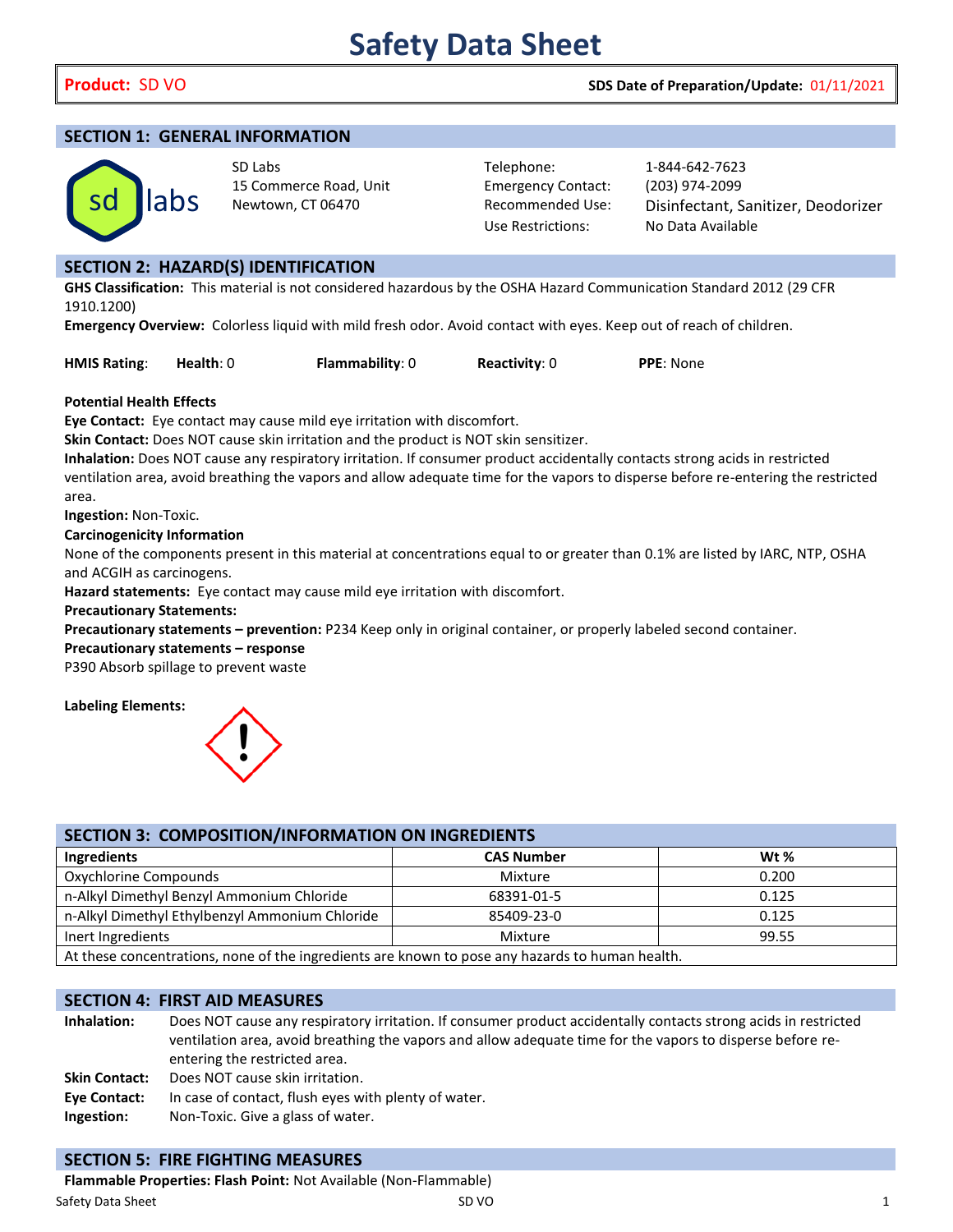# Safety Data Sheet

**Product:** SD VO **SDS Date of Preparation/Update:** 01/11/2021

## SECTION 1: GENERAL INFORMATION

SD Labs
15 Commerce Road, Unit
Newtown, CT 06470

Telephone: 1-844-642-7623
Emergency Contact: (203) 974-2099
Recommended Use: Disinfectant, Sanitizer, Deodorizer
Use Restrictions: No Data Available

## SECTION 2: HAZARD(S) IDENTIFICATION

**GHS Classification:** This material is not considered hazardous by the OSHA Hazard Communication Standard 2012 (29 CFR 1910.1200)

**Emergency Overview:** Colorless liquid with mild fresh odor. Avoid contact with eyes. Keep out of reach of children.

**HMIS Rating**: **Health**: 0 **Flammability**: 0 **Reactivity**: 0 **PPE**: None

**Potential Health Effects**

**Eye Contact:** Eye contact may cause mild eye irritation with discomfort.

**Skin Contact:** Does NOT cause skin irritation and the product is NOT skin sensitizer.

**Inhalation:** Does NOT cause any respiratory irritation. If consumer product accidentally contacts strong acids in restricted ventilation area, avoid breathing the vapors and allow adequate time for the vapors to disperse before re-entering the restricted area.

**Ingestion:** Non-Toxic.

**Carcinogenicity Information**

None of the components present in this material at concentrations equal to or greater than 0.1% are listed by IARC, NTP, OSHA and ACGIH as carcinogens.

**Hazard statements:** Eye contact may cause mild eye irritation with discomfort.

**Precautionary Statements:**

**Precautionary statements – prevention:** P234 Keep only in original container, or properly labeled second container.

**Precautionary statements – response**

P390 Absorb spillage to prevent waste

**Labeling Elements:**

## SECTION 3: COMPOSITION/INFORMATION ON INGREDIENTS

| Ingredients | CAS Number | Wt % |
|---|---|---|
| Oxychlorine Compounds | Mixture | 0.200 |
| n-Alkyl Dimethyl Benzyl Ammonium Chloride | 68391-01-5 | 0.125 |
| n-Alkyl Dimethyl Ethylbenzyl Ammonium Chloride | 85409-23-0 | 0.125 |
| Inert Ingredients | Mixture | 99.55 |
| At these concentrations, none of the ingredients are known to pose any hazards to human health. | | |

## SECTION 4: FIRST AID MEASURES

**Inhalation:** Does NOT cause any respiratory irritation. If consumer product accidentally contacts strong acids in restricted ventilation area, avoid breathing the vapors and allow adequate time for the vapors to disperse before re-entering the restricted area.

**Skin Contact:** Does NOT cause skin irritation.

**Eye Contact:** In case of contact, flush eyes with plenty of water.

**Ingestion:** Non-Toxic. Give a glass of water.

## SECTION 5: FIRE FIGHTING MEASURES

**Flammable Properties: Flash Point:** Not Available (Non-Flammable)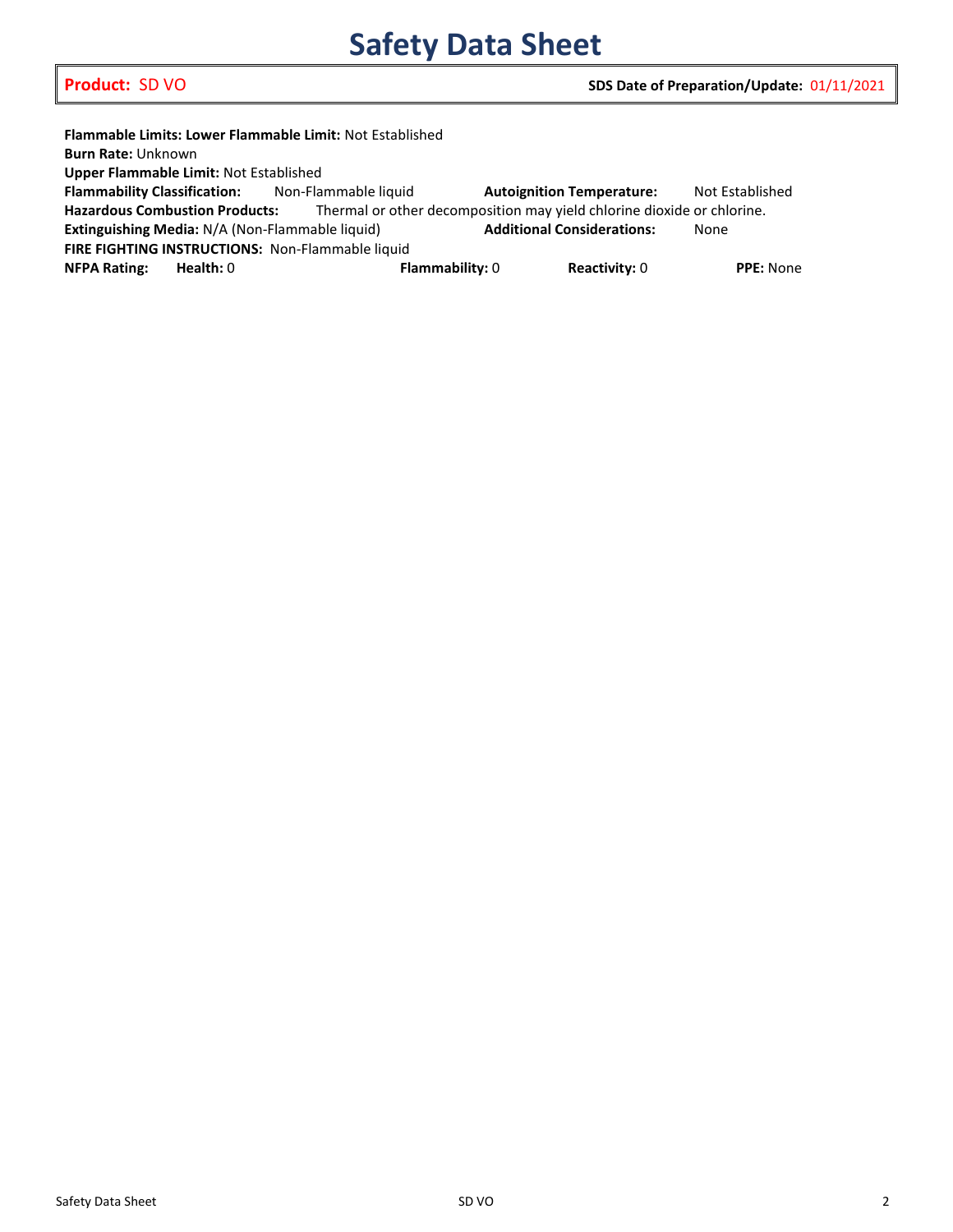**Product:** SD VO **SDS Date of Preparation/Update:** 01/11/2021

**Flammable Limits: Lower Flammable Limit:** Not Established
**Burn Rate:** Unknown
**Upper Flammable Limit:** Not Established
**Flammability Classification:** Non-Flammable liquid **Autoignition Temperature:** Not Established
**Hazardous Combustion Products:** Thermal or other decomposition may yield chlorine dioxide or chlorine.
**Extinguishing Media:** N/A (Non-Flammable liquid) **Additional Considerations:** None
**FIRE FIGHTING INSTRUCTIONS:** Non-Flammable liquid
**NFPA Rating:** **Health:** 0 **Flammability:** 0 **Reactivity:** 0 **PPE:** None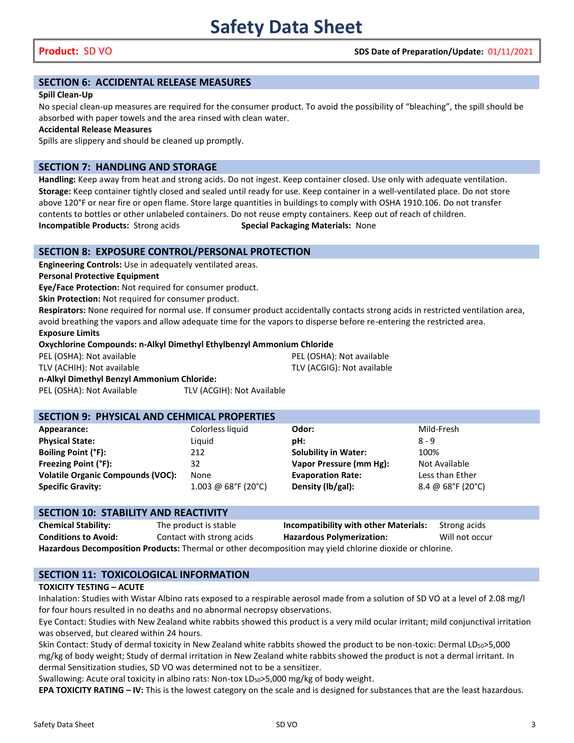# Safety Data Sheet

**Product:** SD VO **SDS Date of Preparation/Update:** 01/11/2021

## SECTION 6: ACCIDENTAL RELEASE MEASURES

**Spill Clean-Up**

No special clean-up measures are required for the consumer product. To avoid the possibility of "bleaching", the spill should be absorbed with paper towels and the area rinsed with clean water.

**Accidental Release Measures**

Spills are slippery and should be cleaned up promptly.

## SECTION 7: HANDLING AND STORAGE

**Handling:** Keep away from heat and strong acids. Do not ingest. Keep container closed. Use only with adequate ventilation.
**Storage:** Keep container tightly closed and sealed until ready for use. Keep container in a well-ventilated place. Do not store above 120°F or near fire or open flame. Store large quantities in buildings to comply with OSHA 1910.106. Do not transfer contents to bottles or other unlabeled containers. Do not reuse empty containers. Keep out of reach of children.
**Incompatible Products:** Strong acids **Special Packaging Materials:** None

## SECTION 8: EXPOSURE CONTROL/PERSONAL PROTECTION

**Engineering Controls:** Use in adequately ventilated areas.

**Personal Protective Equipment**

**Eye/Face Protection:** Not required for consumer product.

**Skin Protection:** Not required for consumer product.

**Respirators:** None required for normal use. If consumer product accidentally contacts strong acids in restricted ventilation area, avoid breathing the vapors and allow adequate time for the vapors to disperse before re-entering the restricted area.

**Exposure Limits**

**Oxychlorine Compounds: n-Alkyl Dimethyl Ethylbenzyl Ammonium Chloride**

| | |
|---|---|
| PEL (OSHA): Not available | PEL (OSHA): Not available |
| TLV (ACHIH): Not available | TLV (ACGIG): Not available |

**n-Alkyl Dimethyl Benzyl Ammonium Chloride:**

PEL (OSHA): Not Available TLV (ACGIH): Not Available

## SECTION 9: PHYSICAL AND CEHMICAL PROPERTIES

| | | | |
|---|---|---|---|
| **Appearance:** | Colorless liquid | **Odor:** | Mild-Fresh |
| **Physical State:** | Liquid | **pH:** | 8 - 9 |
| **Boiling Point (°F):** | 212 | **Solubility in Water:** | 100% |
| **Freezing Point (°F):** | 32 | **Vapor Pressure (mm Hg):** | Not Available |
| **Volatile Organic Compounds (VOC):** | None | **Evaporation Rate:** | Less than Ether |
| **Specific Gravity:** | 1.003 @ 68°F (20°C) | **Density (lb/gal):** | 8.4 @ 68°F (20°C) |

## SECTION 10: STABILITY AND REACTIVITY

| | | | |
|---|---|---|---|
| **Chemical Stability:** | The product is stable | **Incompatibility with other Materials:** | Strong acids |
| **Conditions to Avoid:** | Contact with strong acids | **Hazardous Polymerization:** | Will not occur |

**Hazardous Decomposition Products:** Thermal or other decomposition may yield chlorine dioxide or chlorine.

## SECTION 11: TOXICOLOGICAL INFORMATION

**TOXICITY TESTING – ACUTE**

Inhalation: Studies with Wistar Albino rats exposed to a respirable aerosol made from a solution of SD VO at a level of 2.08 mg/l for four hours resulted in no deaths and no abnormal necropsy observations.

Eye Contact: Studies with New Zealand white rabbits showed this product is a very mild ocular irritant; mild conjunctival irritation was observed, but cleared within 24 hours.

Skin Contact: Study of dermal toxicity in New Zealand white rabbits showed the product to be non-toxic: Dermal $LD_{50}$>5,000 mg/kg of body weight; Study of dermal irritation in New Zealand white rabbits showed the product is not a dermal irritant. In dermal Sensitization studies, SD VO was determined not to be a sensitizer.

Swallowing: Acute oral toxicity in albino rats: Non-tox $LD_{50}$>5,000 mg/kg of body weight.

**EPA TOXICITY RATING – IV:** This is the lowest category on the scale and is designed for substances that are the least hazardous.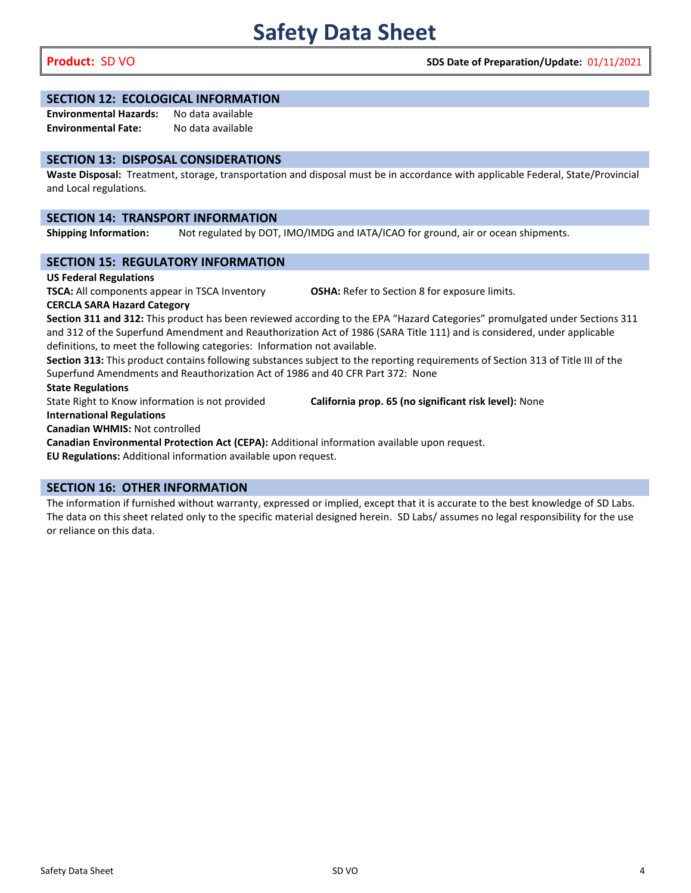# Safety Data Sheet

**Product:** SD VO **SDS Date of Preparation/Update:** 01/11/2021

## SECTION 12: ECOLOGICAL INFORMATION

**Environmental Hazards:** No data available
**Environmental Fate:** No data available

## SECTION 13: DISPOSAL CONSIDERATIONS

**Waste Disposal:** Treatment, storage, transportation and disposal must be in accordance with applicable Federal, State/Provincial and Local regulations.

## SECTION 14: TRANSPORT INFORMATION

**Shipping Information:** Not regulated by DOT, IMO/IMDG and IATA/ICAO for ground, air or ocean shipments.

## SECTION 15: REGULATORY INFORMATION

**US Federal Regulations**

**TSCA:** All components appear in TSCA Inventory

**OSHA:** Refer to Section 8 for exposure limits.

**CERCLA SARA Hazard Category**

**Section 311 and 312:** This product has been reviewed according to the EPA "Hazard Categories" promulgated under Sections 311 and 312 of the Superfund Amendment and Reauthorization Act of 1986 (SARA Title 111) and is considered, under applicable definitions, to meet the following categories: Information not available.

**Section 313:** This product contains following substances subject to the reporting requirements of Section 313 of Title III of the Superfund Amendments and Reauthorization Act of 1986 and 40 CFR Part 372: None

**State Regulations**

State Right to Know information is not provided

**California prop. 65 (no significant risk level):** None

**International Regulations**

**Canadian WHMIS:** Not controlled

**Canadian Environmental Protection Act (CEPA):** Additional information available upon request.

**EU Regulations:** Additional information available upon request.

## SECTION 16: OTHER INFORMATION

The information if furnished without warranty, expressed or implied, except that it is accurate to the best knowledge of SD Labs. The data on this sheet related only to the specific material designed herein. SD Labs/ assumes no legal responsibility for the use or reliance on this data.